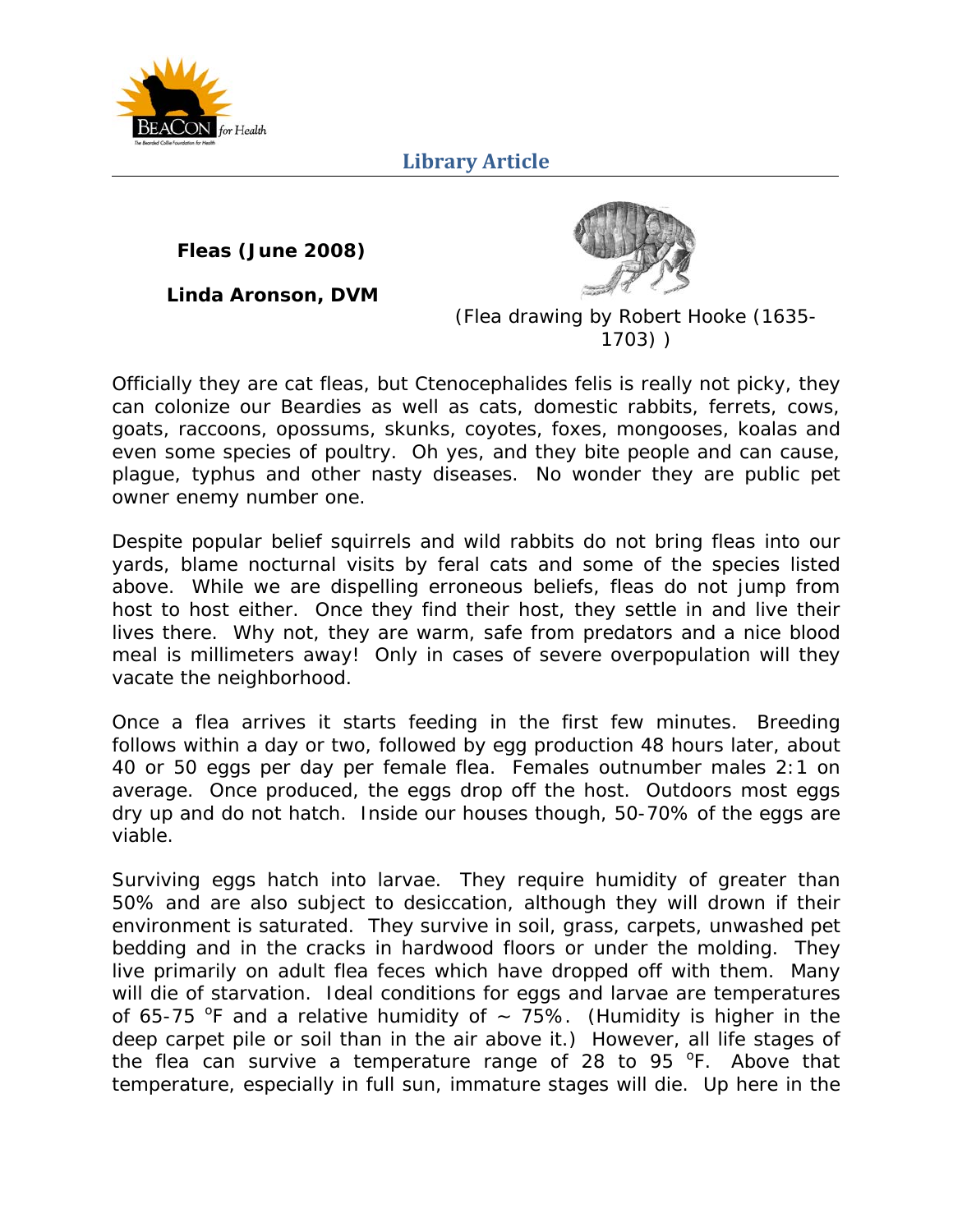Library Article

**Fleas (June 2008)**

**Linda Aronson, DVM**

(Flea drawing by Robert Hooke (1635-1703) )

Officially they are cat fleas, but Ctenocephalides felis is really not picky, they can colonize our Beardies as well as cats, domestic rabbits, ferrets, cows, goats, raccoons, opossums, skunks, coyotes, foxes, mongooses, koalas and even some species of poultry. Oh yes, and they bite people and can cause, plague, typhus and other nasty diseases. No wonder they are public pet owner enemy number one.

Despite popular belief squirrels and wild rabbits do not bring fleas into our yards, blame nocturnal visits by feral cats and some of the species listed above. While we are dispelling erroneous beliefs, fleas do not jump from host to host either. Once they find their host, they settle in and live their lives there. Why not, they are warm, safe from predators and a nice blood meal is millimeters away! Only in cases of severe overpopulation will they vacate the neighborhood.

Once a flea arrives it starts feeding in the first few minutes. Breeding follows within a day or two, followed by egg production 48 hours later, about 40 or 50 eggs per day per female flea. Females outnumber males 2:1 on average. Once produced, the eggs drop off the host. Outdoors most eggs dry up and do not hatch. Inside our houses though, 50-70% of the eggs are viable.

Surviving eggs hatch into larvae. They require humidity of greater than 50% and are also subject to desiccation, although they will drown if their environment is saturated. They survive in soil, grass, carpets, unwashed pet bedding and in the cracks in hardwood floors or under the molding. They live primarily on adult flea feces which have dropped off with them. Many will die of starvation. Ideal conditions for eggs and larvae are temperatures of 65-75 °F and a relative humidity of ~ 75%. (Humidity is higher in the deep carpet pile or soil than in the air above it.) However, all life stages of the flea can survive a temperature range of 28 to 95 °F. Above that temperature, especially in full sun, immature stages will die. Up here in the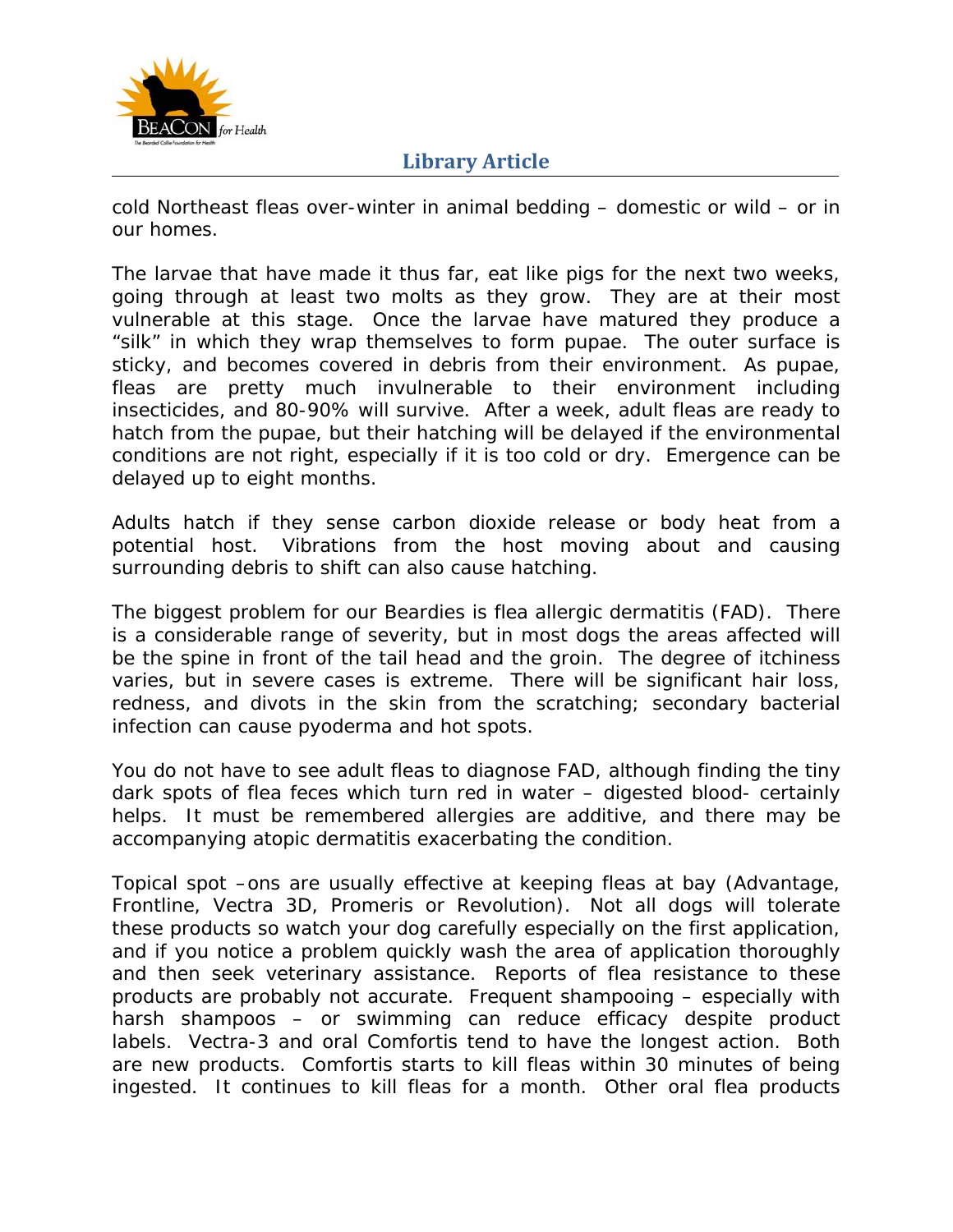cold Northeast fleas over-winter in animal bedding – domestic or wild – or in our homes.

The larvae that have made it thus far, eat like pigs for the next two weeks, going through at least two molts as they grow. They are at their most vulnerable at this stage. Once the larvae have matured they produce a "silk" in which they wrap themselves to form pupae. The outer surface is sticky, and becomes covered in debris from their environment. As pupae, fleas are pretty much invulnerable to their environment including insecticides, and 80-90% will survive. After a week, adult fleas are ready to hatch from the pupae, but their hatching will be delayed if the environmental conditions are not right, especially if it is too cold or dry. Emergence can be delayed up to eight months.

Adults hatch if they sense carbon dioxide release or body heat from a potential host. Vibrations from the host moving about and causing surrounding debris to shift can also cause hatching.

The biggest problem for our Beardies is flea allergic dermatitis (FAD). There is a considerable range of severity, but in most dogs the areas affected will be the spine in front of the tail head and the groin. The degree of itchiness varies, but in severe cases is extreme. There will be significant hair loss, redness, and divots in the skin from the scratching; secondary bacterial infection can cause pyoderma and hot spots.

You do not have to see adult fleas to diagnose FAD, although finding the tiny dark spots of flea feces which turn red in water – digested blood- certainly helps. It must be remembered allergies are additive, and there may be accompanying atopic dermatitis exacerbating the condition.

Topical spot –ons are usually effective at keeping fleas at bay (Advantage, Frontline, Vectra 3D, Promeris or Revolution). Not all dogs will tolerate these products so watch your dog carefully especially on the first application, and if you notice a problem quickly wash the area of application thoroughly and then seek veterinary assistance. Reports of flea resistance to these products are probably not accurate. Frequent shampooing – especially with harsh shampoos – or swimming can reduce efficacy despite product labels. Vectra-3 and oral Comfortis tend to have the longest action. Both are new products. Comfortis starts to kill fleas within 30 minutes of being ingested. It continues to kill fleas for a month. Other oral flea products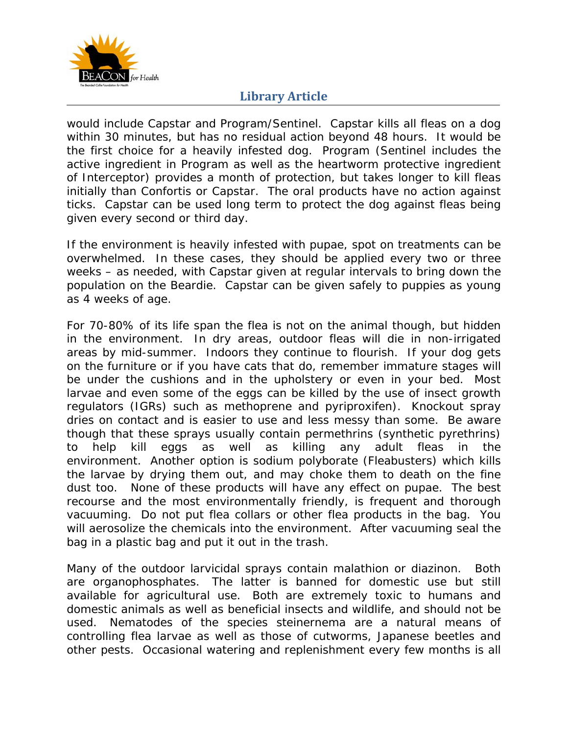would include Capstar and Program/Sentinel. Capstar kills all fleas on a dog within 30 minutes, but has no residual action beyond 48 hours. It would be the first choice for a heavily infested dog. Program (Sentinel includes the active ingredient in Program as well as the heartworm protective ingredient of Interceptor) provides a month of protection, but takes longer to kill fleas initially than Confortis or Capstar. The oral products have no action against ticks. Capstar can be used long term to protect the dog against fleas being given every second or third day.

If the environment is heavily infested with pupae, spot on treatments can be overwhelmed. In these cases, they should be applied every two or three weeks – as needed, with Capstar given at regular intervals to bring down the population on the Beardie. Capstar can be given safely to puppies as young as 4 weeks of age.

For 70-80% of its life span the flea is not on the animal though, but hidden in the environment. In dry areas, outdoor fleas will die in non-irrigated areas by mid-summer. Indoors they continue to flourish. If your dog gets on the furniture or if you have cats that do, remember immature stages will be under the cushions and in the upholstery or even in your bed. Most larvae and even some of the eggs can be killed by the use of insect growth regulators (IGRs) such as methoprene and pyriproxifen). Knockout spray dries on contact and is easier to use and less messy than some. Be aware though that these sprays usually contain permethrins (synthetic pyrethrins) to help kill eggs as well as killing any adult fleas in the environment. Another option is sodium polyborate (Fleabusters) which kills the larvae by drying them out, and may choke them to death on the fine dust too. None of these products will have any effect on pupae. The best recourse and the most environmentally friendly, is frequent and thorough vacuuming. Do not put flea collars or other flea products in the bag. You will aerosolize the chemicals into the environment. After vacuuming seal the bag in a plastic bag and put it out in the trash.

Many of the outdoor larvicidal sprays contain malathion or diazinon. Both are organophosphates. The latter is banned for domestic use but still available for agricultural use. Both are extremely toxic to humans and domestic animals as well as beneficial insects and wildlife, and should not be used. Nematodes of the species steinernema are a natural means of controlling flea larvae as well as those of cutworms, Japanese beetles and other pests. Occasional watering and replenishment every few months is all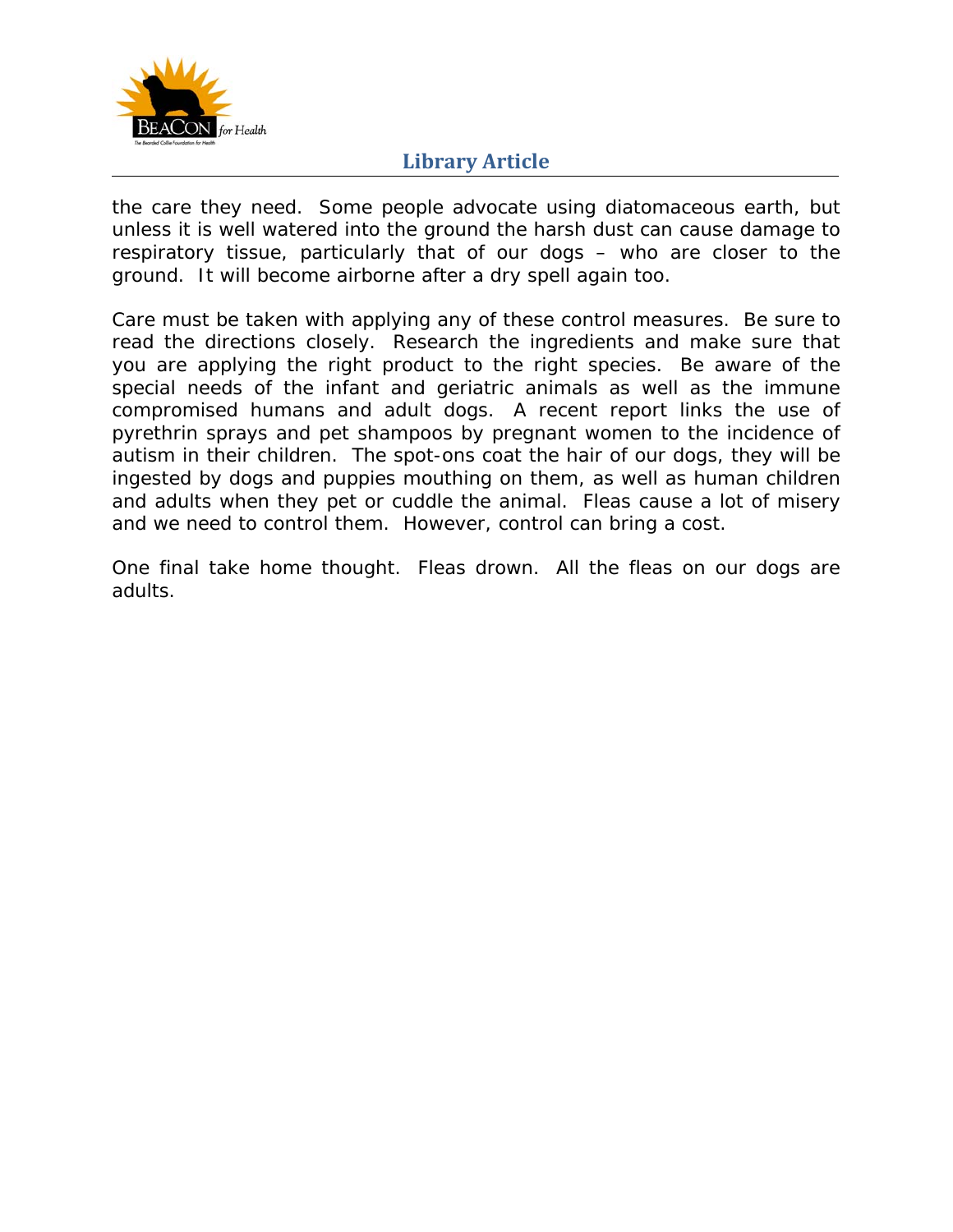the care they need. Some people advocate using diatomaceous earth, but unless it is well watered into the ground the harsh dust can cause damage to respiratory tissue, particularly that of our dogs – who are closer to the ground. It will become airborne after a dry spell again too.

Care must be taken with applying any of these control measures. Be sure to read the directions closely. Research the ingredients and make sure that you are applying the right product to the right species. Be aware of the special needs of the infant and geriatric animals as well as the immune compromised humans and adult dogs. A recent report links the use of pyrethrin sprays and pet shampoos by pregnant women to the incidence of autism in their children. The spot-ons coat the hair of our dogs, they will be ingested by dogs and puppies mouthing on them, as well as human children and adults when they pet or cuddle the animal. Fleas cause a lot of misery and we need to control them. However, control can bring a cost.

One final take home thought. Fleas drown. All the fleas on our dogs are adults.